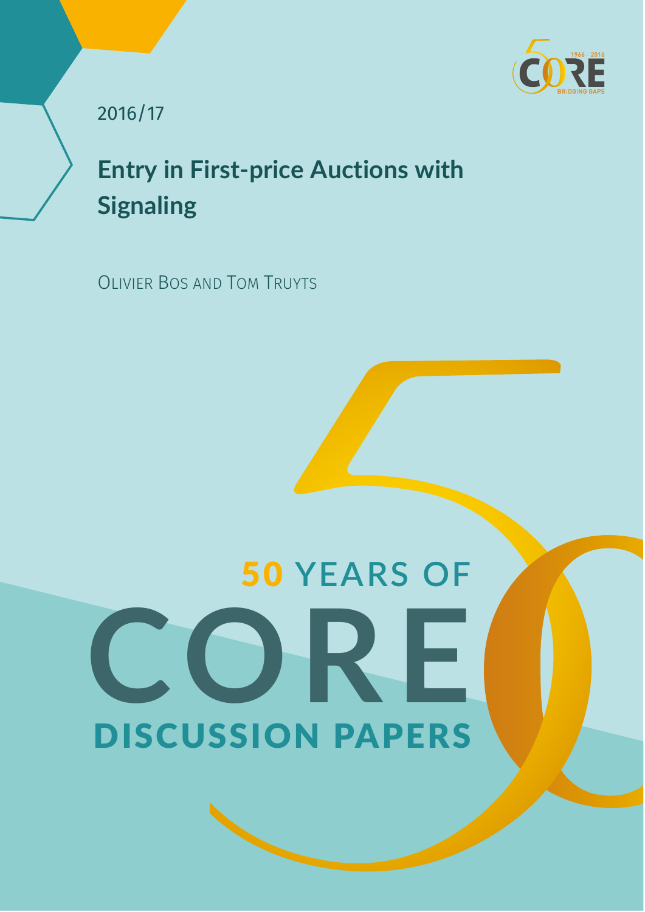2016/17

# Entry in First-price Auctions with Signaling

Olivier Bos and Tom Truyts

50 YEARS OF CORE DISCUSSION PAPERS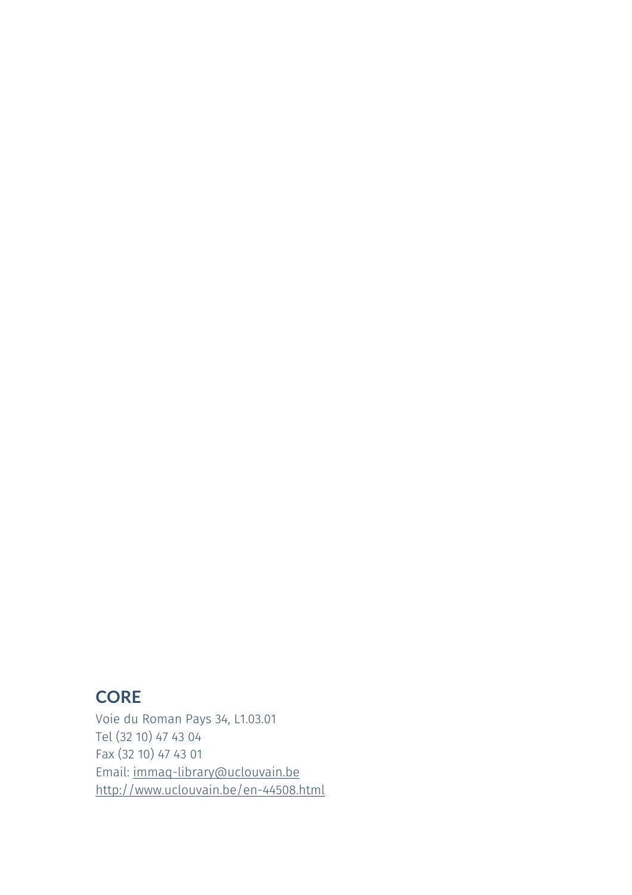## CORE

Voie du Roman Pays 34, L1.03.01
Tel (32 10) 47 43 04
Fax (32 10) 47 43 01
Email: immaq-library@uclouvain.be
http://www.uclouvain.be/en-44508.html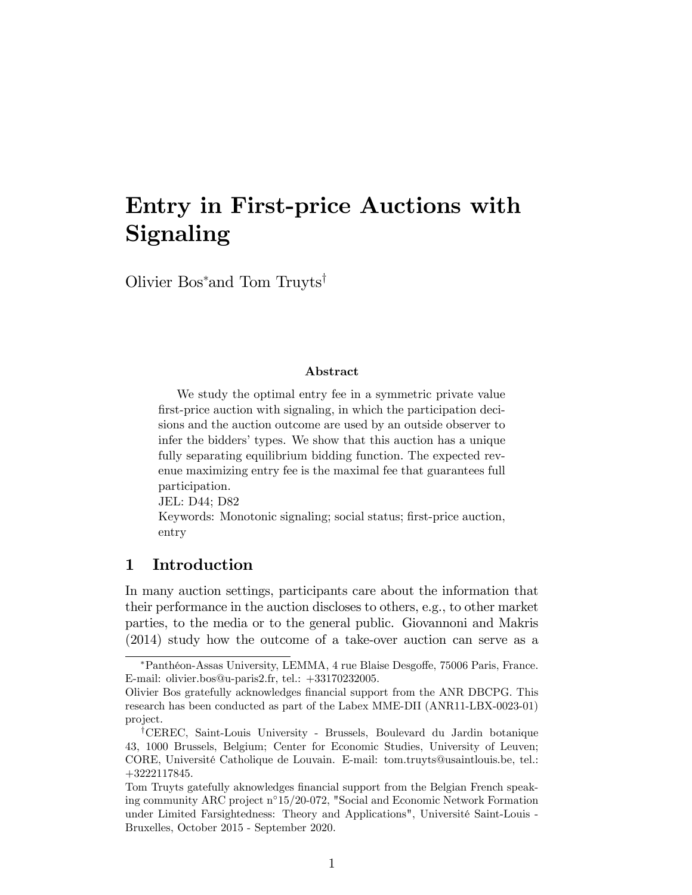# Entry in First-price Auctions with Signaling

Olivier Bos[*] and Tom Truyts[†]

### Abstract

We study the optimal entry fee in a symmetric private value first-price auction with signaling, in which the participation decisions and the auction outcome are used by an outside observer to infer the bidders' types. We show that this auction has a unique fully separating equilibrium bidding function. The expected revenue maximizing entry fee is the maximal fee that guarantees full participation.

JEL: D44; D82

Keywords: Monotonic signaling; social status; first-price auction, entry

## 1 Introduction

In many auction settings, participants care about the information that their performance in the auction discloses to others, e.g., to other market parties, to the media or to the general public. Giovannoni and Makris (2014) study how the outcome of a take-over auction can serve as a

---

[*] Panthéon-Assas University, LEMMA, 4 rue Blaise Desgoffe, 75006 Paris, France. E-mail: olivier.bos@u-paris2.fr, tel.: +33170232005.

Olivier Bos gratefully acknowledges financial support from the ANR DBCPG. This research has been conducted as part of the Labex MME-DII (ANR11-LBX-0023-01) project.

[†] CEREC, Saint-Louis University - Brussels, Boulevard du Jardin botanique 43, 1000 Brussels, Belgium; Center for Economic Studies, University of Leuven; CORE, Université Catholique de Louvain. E-mail: tom.truyts@usaintlouis.be, tel.: +3222117845.

Tom Truyts gatefully aknowledges financial support from the Belgian French speaking community ARC project n°15/20-072, "Social and Economic Network Formation under Limited Farsightedness: Theory and Applications", Université Saint-Louis - Bruxelles, October 2015 - September 2020.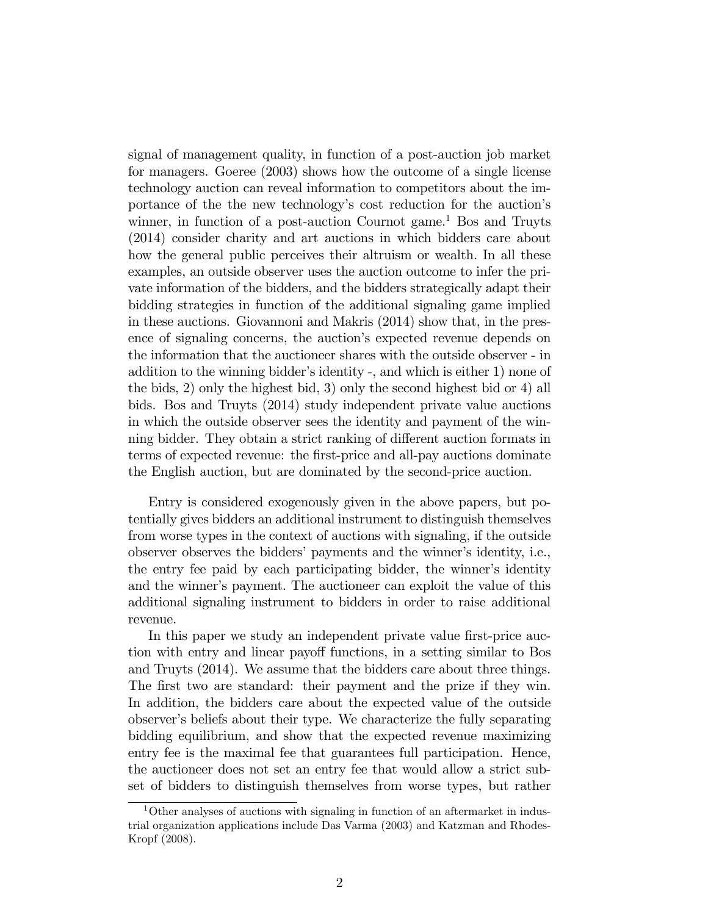signal of management quality, in function of a post-auction job market for managers. Goeree (2003) shows how the outcome of a single license technology auction can reveal information to competitors about the importance of the the new technology's cost reduction for the auction's winner, in function of a post-auction Cournot game.[1] Bos and Truyts (2014) consider charity and art auctions in which bidders care about how the general public perceives their altruism or wealth. In all these examples, an outside observer uses the auction outcome to infer the private information of the bidders, and the bidders strategically adapt their bidding strategies in function of the additional signaling game implied in these auctions. Giovannoni and Makris (2014) show that, in the presence of signaling concerns, the auction's expected revenue depends on the information that the auctioneer shares with the outside observer - in addition to the winning bidder's identity -, and which is either 1) none of the bids, 2) only the highest bid, 3) only the second highest bid or 4) all bids. Bos and Truyts (2014) study independent private value auctions in which the outside observer sees the identity and payment of the winning bidder. They obtain a strict ranking of different auction formats in terms of expected revenue: the first-price and all-pay auctions dominate the English auction, but are dominated by the second-price auction.

Entry is considered exogenously given in the above papers, but potentially gives bidders an additional instrument to distinguish themselves from worse types in the context of auctions with signaling, if the outside observer observes the bidders' payments and the winner's identity, i.e., the entry fee paid by each participating bidder, the winner's identity and the winner's payment. The auctioneer can exploit the value of this additional signaling instrument to bidders in order to raise additional revenue.

In this paper we study an independent private value first-price auction with entry and linear payoff functions, in a setting similar to Bos and Truyts (2014). We assume that the bidders care about three things. The first two are standard: their payment and the prize if they win. In addition, the bidders care about the expected value of the outside observer's beliefs about their type. We characterize the fully separating bidding equilibrium, and show that the expected revenue maximizing entry fee is the maximal fee that guarantees full participation. Hence, the auctioneer does not set an entry fee that would allow a strict subset of bidders to distinguish themselves from worse types, but rather

[1] Other analyses of auctions with signaling in function of an aftermarket in industrial organization applications include Das Varma (2003) and Katzman and Rhodes-Kropf (2008).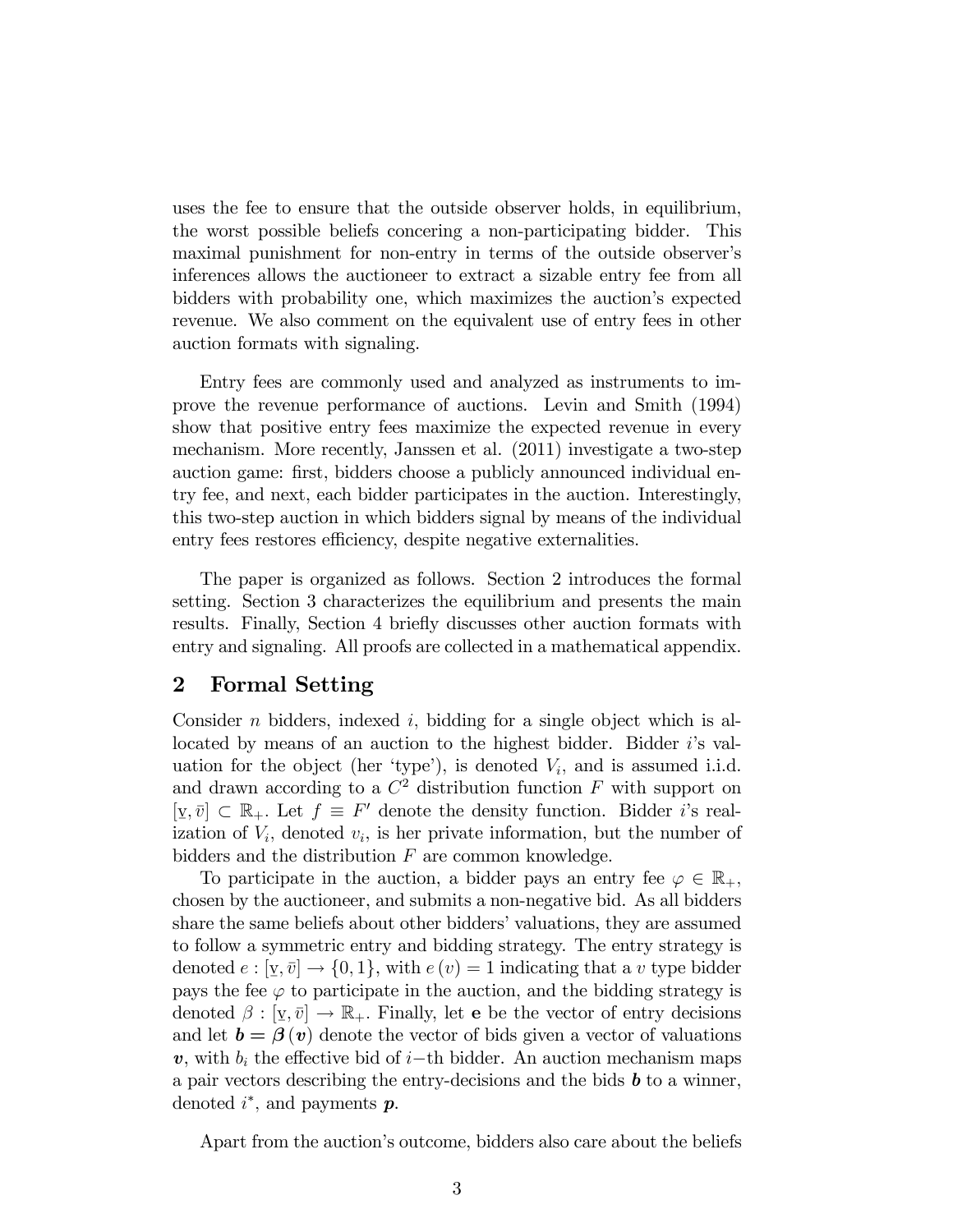uses the fee to ensure that the outside observer holds, in equilibrium, the worst possible beliefs concering a non-participating bidder. This maximal punishment for non-entry in terms of the outside observer's inferences allows the auctioneer to extract a sizable entry fee from all bidders with probability one, which maximizes the auction's expected revenue. We also comment on the equivalent use of entry fees in other auction formats with signaling.

Entry fees are commonly used and analyzed as instruments to improve the revenue performance of auctions. Levin and Smith (1994) show that positive entry fees maximize the expected revenue in every mechanism. More recently, Janssen et al. (2011) investigate a two-step auction game: first, bidders choose a publicly announced individual entry fee, and next, each bidder participates in the auction. Interestingly, this two-step auction in which bidders signal by means of the individual entry fees restores efficiency, despite negative externalities.

The paper is organized as follows. Section 2 introduces the formal setting. Section 3 characterizes the equilibrium and presents the main results. Finally, Section 4 briefly discusses other auction formats with entry and signaling. All proofs are collected in a mathematical appendix.

## 2 Formal Setting

Consider $n$ bidders, indexed $i$, bidding for a single object which is allocated by means of an auction to the highest bidder. Bidder $i$'s valuation for the object (her 'type'), is denoted $V_i$, and is assumed i.i.d. and drawn according to a $C^2$ distribution function $F$ with support on $[\underline{v}, \bar{v}] \subset \mathbb{R}_+$. Let $f \equiv F'$ denote the density function. Bidder $i$'s realization of $V_i$, denoted $v_i$, is her private information, but the number of bidders and the distribution $F$ are common knowledge.

To participate in the auction, a bidder pays an entry fee $\varphi \in \mathbb{R}_+$, chosen by the auctioneer, and submits a non-negative bid. As all bidders share the same beliefs about other bidders' valuations, they are assumed to follow a symmetric entry and bidding strategy. The entry strategy is denoted $e : [\underline{v}, \bar{v}] \to \{0, 1\}$, with $e(v) = 1$ indicating that a $v$ type bidder pays the fee $\varphi$ to participate in the auction, and the bidding strategy is denoted $\beta : [\underline{v}, \bar{v}] \to \mathbb{R}_+$. Finally, let $\mathbf{e}$ be the vector of entry decisions and let $\boldsymbol{b} = \boldsymbol{\beta}(\boldsymbol{v})$ denote the vector of bids given a vector of valuations $\boldsymbol{v}$, with $b_i$ the effective bid of $i$-th bidder. An auction mechanism maps a pair vectors describing the entry-decisions and the bids $\boldsymbol{b}$ to a winner, denoted $i^*$, and payments $\boldsymbol{p}$.

Apart from the auction's outcome, bidders also care about the beliefs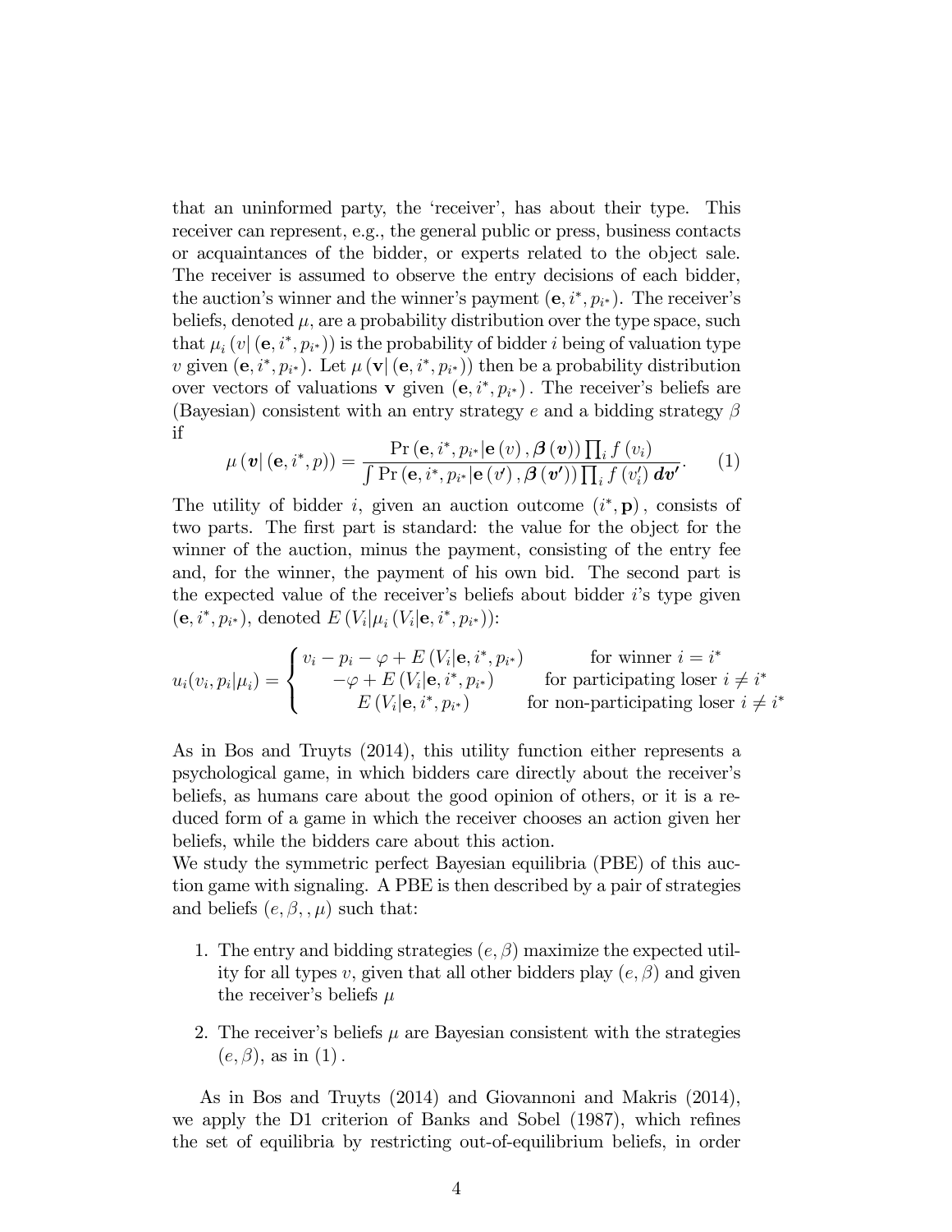that an uninformed party, the 'receiver', has about their type. This receiver can represent, e.g., the general public or press, business contacts or acquaintances of the bidder, or experts related to the object sale. The receiver is assumed to observe the entry decisions of each bidder, the auction's winner and the winner's payment $(\mathbf{e}, i^*, p_{i^*})$. The receiver's beliefs, denoted $\mu$, are a probability distribution over the type space, such that $\mu_i\left(v|\left(\mathbf{e}, i^*, p_{i^*}\right)\right)$ is the probability of bidder $i$ being of valuation type $v$ given $(\mathbf{e}, i^*, p_{i^*})$. Let $\mu\left(\mathbf{v}|\left(\mathbf{e}, i^*, p_{i^*}\right)\right)$ then be a probability distribution over vectors of valuations $\mathbf{v}$ given $(\mathbf{e}, i^*, p_{i^*})$. The receiver's beliefs are (Bayesian) consistent with an entry strategy $e$ and a bidding strategy $\beta$ if

$$\mu\left(\boldsymbol{v}|\left(\mathbf{e}, i^*, p\right)\right) = \frac{\Pr\left(\mathbf{e}, i^*, p_{i^*}|\mathbf{e}\left(v\right), \boldsymbol{\beta}\left(\boldsymbol{v}\right)\right)\prod_i f\left(v_i\right)}{\int \Pr\left(\mathbf{e}, i^*, p_{i^*}|\mathbf{e}\left(v'\right), \boldsymbol{\beta}\left(\boldsymbol{v'}\right)\right)\prod_i f\left(v_i'\right)\boldsymbol{dv'}}. \quad (1)$$

The utility of bidder $i$, given an auction outcome $(i^*, \mathbf{p})$, consists of two parts. The first part is standard: the value for the object for the winner of the auction, minus the payment, consisting of the entry fee and, for the winner, the payment of his own bid. The second part is the expected value of the receiver's beliefs about bidder $i$'s type given $(\mathbf{e}, i^*, p_{i^*})$, denoted $E\left(V_i|\mu_i\left(V_i|\mathbf{e}, i^*, p_{i^*}\right)\right)$:

$$u_i(v_i, p_i|\mu_i) = \begin{cases} v_i - p_i - \varphi + E\left(V_i|\mathbf{e}, i^*, p_{i^*}\right) & \text{for winner } i = i^* \\ -\varphi + E\left(V_i|\mathbf{e}, i^*, p_{i^*}\right) & \text{for participating loser } i \neq i^* \\ E\left(V_i|\mathbf{e}, i^*, p_{i^*}\right) & \text{for non-participating loser } i \neq i^* \end{cases}$$

As in Bos and Truyts (2014), this utility function either represents a psychological game, in which bidders care directly about the receiver's beliefs, as humans care about the good opinion of others, or it is a reduced form of a game in which the receiver chooses an action given her beliefs, while the bidders care about this action.

We study the symmetric perfect Bayesian equilibria (PBE) of this auction game with signaling. A PBE is then described by a pair of strategies and beliefs $(e, \beta, , \mu)$ such that:

1. The entry and bidding strategies $(e, \beta)$ maximize the expected utility for all types $v$, given that all other bidders play $(e, \beta)$ and given the receiver's beliefs $\mu$
2. The receiver's beliefs $\mu$ are Bayesian consistent with the strategies $(e, \beta)$, as in $(1)$.

As in Bos and Truyts (2014) and Giovannoni and Makris (2014), we apply the D1 criterion of Banks and Sobel (1987), which refines the set of equilibria by restricting out-of-equilibrium beliefs, in order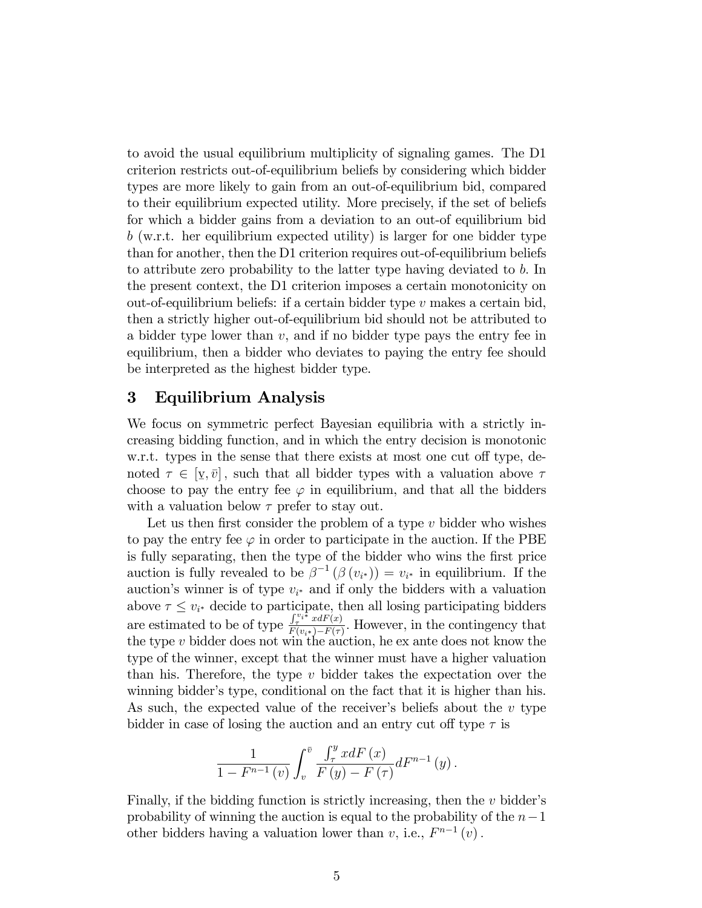to avoid the usual equilibrium multiplicity of signaling games. The D1 criterion restricts out-of-equilibrium beliefs by considering which bidder types are more likely to gain from an out-of-equilibrium bid, compared to their equilibrium expected utility. More precisely, if the set of beliefs for which a bidder gains from a deviation to an out-of equilibrium bid $b$ (w.r.t. her equilibrium expected utility) is larger for one bidder type than for another, then the D1 criterion requires out-of-equilibrium beliefs to attribute zero probability to the latter type having deviated to $b$. In the present context, the D1 criterion imposes a certain monotonicity on out-of-equilibrium beliefs: if a certain bidder type $v$ makes a certain bid, then a strictly higher out-of-equilibrium bid should not be attributed to a bidder type lower than $v$, and if no bidder type pays the entry fee in equilibrium, then a bidder who deviates to paying the entry fee should be interpreted as the highest bidder type.

## 3 Equilibrium Analysis

We focus on symmetric perfect Bayesian equilibria with a strictly increasing bidding function, and in which the entry decision is monotonic w.r.t. types in the sense that there exists at most one cut off type, denoted $\tau \in [\underline{v}, \bar{v}]$, such that all bidder types with a valuation above $\tau$ choose to pay the entry fee $\varphi$ in equilibrium, and that all the bidders with a valuation below $\tau$ prefer to stay out.

Let us then first consider the problem of a type $v$ bidder who wishes to pay the entry fee $\varphi$ in order to participate in the auction. If the PBE is fully separating, then the type of the bidder who wins the first price auction is fully revealed to be $\beta^{-1}(\beta(v_{i^*})) = v_{i^*}$ in equilibrium. If the auction's winner is of type $v_{i^*}$ and if only the bidders with a valuation above $\tau \leq v_{i^*}$ decide to participate, then all losing participating bidders are estimated to be of type $\frac{\int_{\tau}^{v_{i^*}} x dF(x)}{F(v_{i^*}) - F(\tau)}$. However, in the contingency that the type $v$ bidder does not win the auction, he ex ante does not know the type of the winner, except that the winner must have a higher valuation than his. Therefore, the type $v$ bidder takes the expectation over the winning bidder's type, conditional on the fact that it is higher than his. As such, the expected value of the receiver's beliefs about the $v$ type bidder in case of losing the auction and an entry cut off type $\tau$ is

$$\frac{1}{1 - F^{n-1}(v)} \int_{v}^{\bar{v}} \frac{\int_{\tau}^{y} x dF(x)}{F(y) - F(\tau)} dF^{n-1}(y).$$

Finally, if the bidding function is strictly increasing, then the $v$ bidder's probability of winning the auction is equal to the probability of the $n-1$ other bidders having a valuation lower than $v$, i.e., $F^{n-1}(v)$.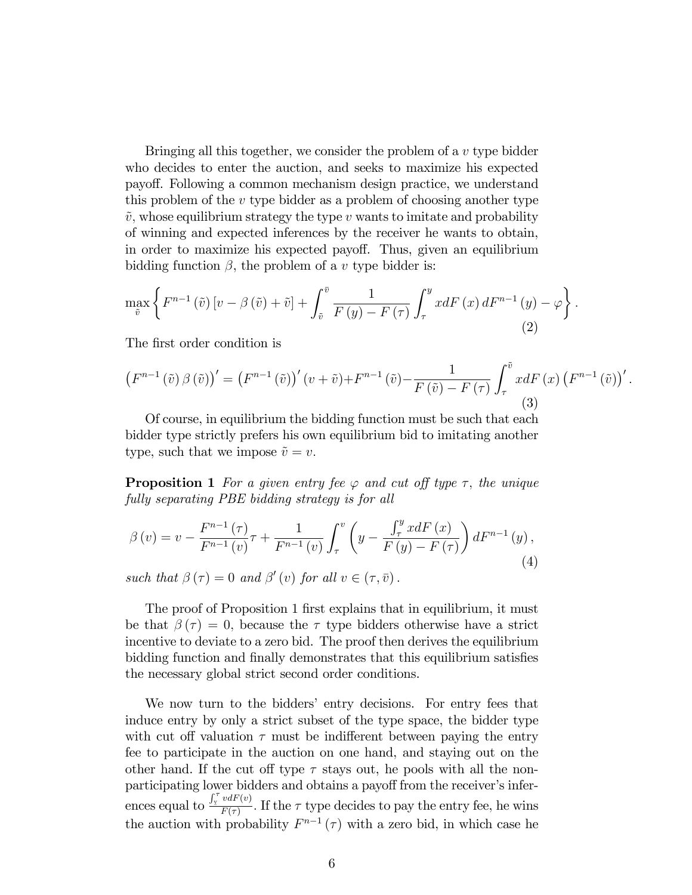Bringing all this together, we consider the problem of a $v$ type bidder who decides to enter the auction, and seeks to maximize his expected payoff. Following a common mechanism design practice, we understand this problem of the $v$ type bidder as a problem of choosing another type $\tilde{v}$, whose equilibrium strategy the type $v$ wants to imitate and probability of winning and expected inferences by the receiver he wants to obtain, in order to maximize his expected payoff. Thus, given an equilibrium bidding function $\beta$, the problem of a $v$ type bidder is:

$$\max_{\tilde{v}} \left\{ F^{n-1}(\tilde{v}) \left[ v - \beta(\tilde{v}) + \tilde{v} \right] + \int_{\tilde{v}}^{\bar{v}} \frac{1}{F(y) - F(\tau)} \int_{\tau}^{y} x dF(x) \, dF^{n-1}(y) - \varphi \right\}. \tag{2}$$

The first order condition is

$$\left(F^{n-1}(\tilde{v}) \beta(\tilde{v})\right)' = \left(F^{n-1}(\tilde{v})\right)' (v + \tilde{v}) + F^{n-1}(\tilde{v}) - \frac{1}{F(\tilde{v}) - F(\tau)} \int_{\tau}^{\tilde{v}} x dF(x) \left(F^{n-1}(\tilde{v})\right)'. \tag{3}$$

Of course, in equilibrium the bidding function must be such that each bidder type strictly prefers his own equilibrium bid to imitating another type, such that we impose $\tilde{v} = v$.

**Proposition 1** *For a given entry fee $\varphi$ and cut off type $\tau$, the unique fully separating PBE bidding strategy is for all*

$$\beta(v) = v - \frac{F^{n-1}(\tau)}{F^{n-1}(v)} \tau + \frac{1}{F^{n-1}(v)} \int_{\tau}^{v} \left( y - \frac{\int_{\tau}^{y} x dF(x)}{F(y) - F(\tau)} \right) dF^{n-1}(y), \tag{4}$$

*such that $\beta(\tau) = 0$ and $\beta'(v)$ for all $v \in (\tau, \bar{v})$.*

The proof of Proposition 1 first explains that in equilibrium, it must be that $\beta(\tau) = 0$, because the $\tau$ type bidders otherwise have a strict incentive to deviate to a zero bid. The proof then derives the equilibrium bidding function and finally demonstrates that this equilibrium satisfies the necessary global strict second order conditions.

We now turn to the bidders' entry decisions. For entry fees that induce entry by only a strict subset of the type space, the bidder type with cut off valuation $\tau$ must be indifferent between paying the entry fee to participate in the auction on one hand, and staying out on the other hand. If the cut off type $\tau$ stays out, he pools with all the non-participating lower bidders and obtains a payoff from the receiver's inferences equal to $\frac{\int_{\underline{v}}^{\tau} v dF(v)}{F(\tau)}$. If the $\tau$ type decides to pay the entry fee, he wins the auction with probability $F^{n-1}(\tau)$ with a zero bid, in which case he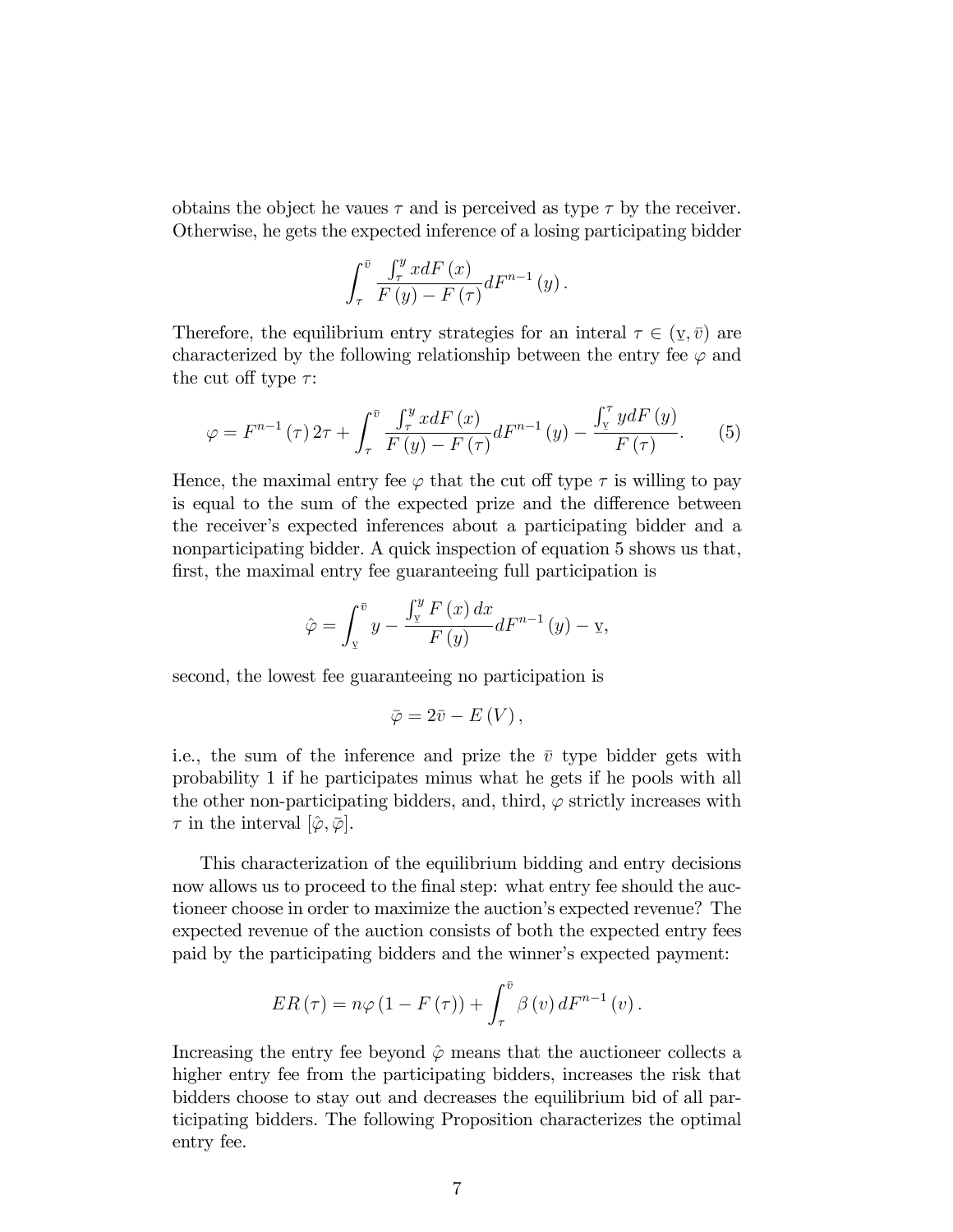obtains the object he vaues $\tau$ and is perceived as type $\tau$ by the receiver. Otherwise, he gets the expected inference of a losing participating bidder

$$\int_{\tau}^{\bar{v}} \frac{\int_{\tau}^{y} x dF(x)}{F(y) - F(\tau)} dF^{n-1}(y).$$

Therefore, the equilibrium entry strategies for an interal $\tau \in (\underline{v}, \bar{v})$ are characterized by the following relationship between the entry fee $\varphi$ and the cut off type $\tau$:

$$\varphi = F^{n-1}(\tau) 2\tau + \int_{\tau}^{\bar{v}} \frac{\int_{\tau}^{y} x dF(x)}{F(y) - F(\tau)} dF^{n-1}(y) - \frac{\int_{\underline{v}}^{\tau} y dF(y)}{F(\tau)}. \tag{5}$$

Hence, the maximal entry fee $\varphi$ that the cut off type $\tau$ is willing to pay is equal to the sum of the expected prize and the difference between the receiver's expected inferences about a participating bidder and a nonparticipating bidder. A quick inspection of equation 5 shows us that, first, the maximal entry fee guaranteeing full participation is

$$\hat{\varphi} = \int_{\underline{v}}^{\bar{v}} y - \frac{\int_{\underline{v}}^{y} F(x) dx}{F(y)} dF^{n-1}(y) - \underline{v},$$

second, the lowest fee guaranteeing no participation is

$$\bar{\varphi} = 2\bar{v} - E(V),$$

i.e., the sum of the inference and prize the $\bar{v}$ type bidder gets with probability 1 if he participates minus what he gets if he pools with all the other non-participating bidders, and, third, $\varphi$ strictly increases with $\tau$ in the interval $[\hat{\varphi}, \bar{\varphi}]$.

This characterization of the equilibrium bidding and entry decisions now allows us to proceed to the final step: what entry fee should the auctioneer choose in order to maximize the auction's expected revenue? The expected revenue of the auction consists of both the expected entry fees paid by the participating bidders and the winner's expected payment:

$$ER(\tau) = n\varphi(1 - F(\tau)) + \int_{\tau}^{\bar{v}} \beta(v) dF^{n-1}(v).$$

Increasing the entry fee beyond $\hat{\varphi}$ means that the auctioneer collects a higher entry fee from the participating bidders, increases the risk that bidders choose to stay out and decreases the equilibrium bid of all participating bidders. The following Proposition characterizes the optimal entry fee.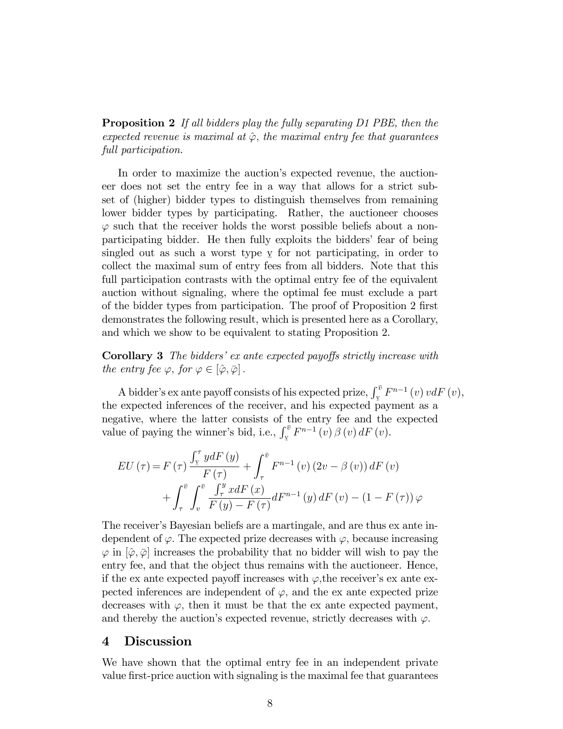**Proposition 2** *If all bidders play the fully separating D1 PBE, then the expected revenue is maximal at $\hat{\varphi}$, the maximal entry fee that guarantees full participation.*

In order to maximize the auction's expected revenue, the auctioneer does not set the entry fee in a way that allows for a strict subset of (higher) bidder types to distinguish themselves from remaining lower bidder types by participating. Rather, the auctioneer chooses $\varphi$ such that the receiver holds the worst possible beliefs about a non-participating bidder. He then fully exploits the bidders' fear of being singled out as such a worst type $\underline{v}$ for not participating, in order to collect the maximal sum of entry fees from all bidders. Note that this full participation contrasts with the optimal entry fee of the equivalent auction without signaling, where the optimal fee must exclude a part of the bidder types from participation. The proof of Proposition 2 first demonstrates the following result, which is presented here as a Corollary, and which we show to be equivalent to stating Proposition 2.

**Corollary 3** *The bidders' ex ante expected payoffs strictly increase with the entry fee $\varphi$, for $\varphi \in [\hat{\varphi}, \bar{\varphi}]$.*

A bidder's ex ante payoff consists of his expected prize, $\int_{\underline{v}}^{\bar{v}} F^{n-1}(v)\, v dF(v)$, the expected inferences of the receiver, and his expected payment as a negative, where the latter consists of the entry fee and the expected value of paying the winner's bid, i.e., $\int_{\underline{v}}^{\bar{v}} F^{n-1}(v)\, \beta(v)\, dF(v)$.

$$
\begin{aligned}
EU(\tau) &= F(\tau) \frac{\int_{\underline{v}}^{\tau} y dF(y)}{F(\tau)} + \int_{\tau}^{\bar{v}} F^{n-1}(v)\,(2v - \beta(v))\, dF(v) \\
&\quad + \int_{\tau}^{\bar{v}} \int_{v}^{\bar{v}} \frac{\int_{\tau}^{y} x dF(x)}{F(y) - F(\tau)} dF^{n-1}(y)\, dF(v) - (1 - F(\tau))\, \varphi
\end{aligned}
$$

The receiver's Bayesian beliefs are a martingale, and are thus ex ante independent of $\varphi$. The expected prize decreases with $\varphi$, because increasing $\varphi$ in $[\hat{\varphi}, \bar{\varphi}]$ increases the probability that no bidder will wish to pay the entry fee, and that the object thus remains with the auctioneer. Hence, if the ex ante expected payoff increases with $\varphi$, the receiver's ex ante expected inferences are independent of $\varphi$, and the ex ante expected prize decreases with $\varphi$, then it must be that the ex ante expected payment, and thereby the auction's expected revenue, strictly decreases with $\varphi$.

## 4 Discussion

We have shown that the optimal entry fee in an independent private value first-price auction with signaling is the maximal fee that guarantees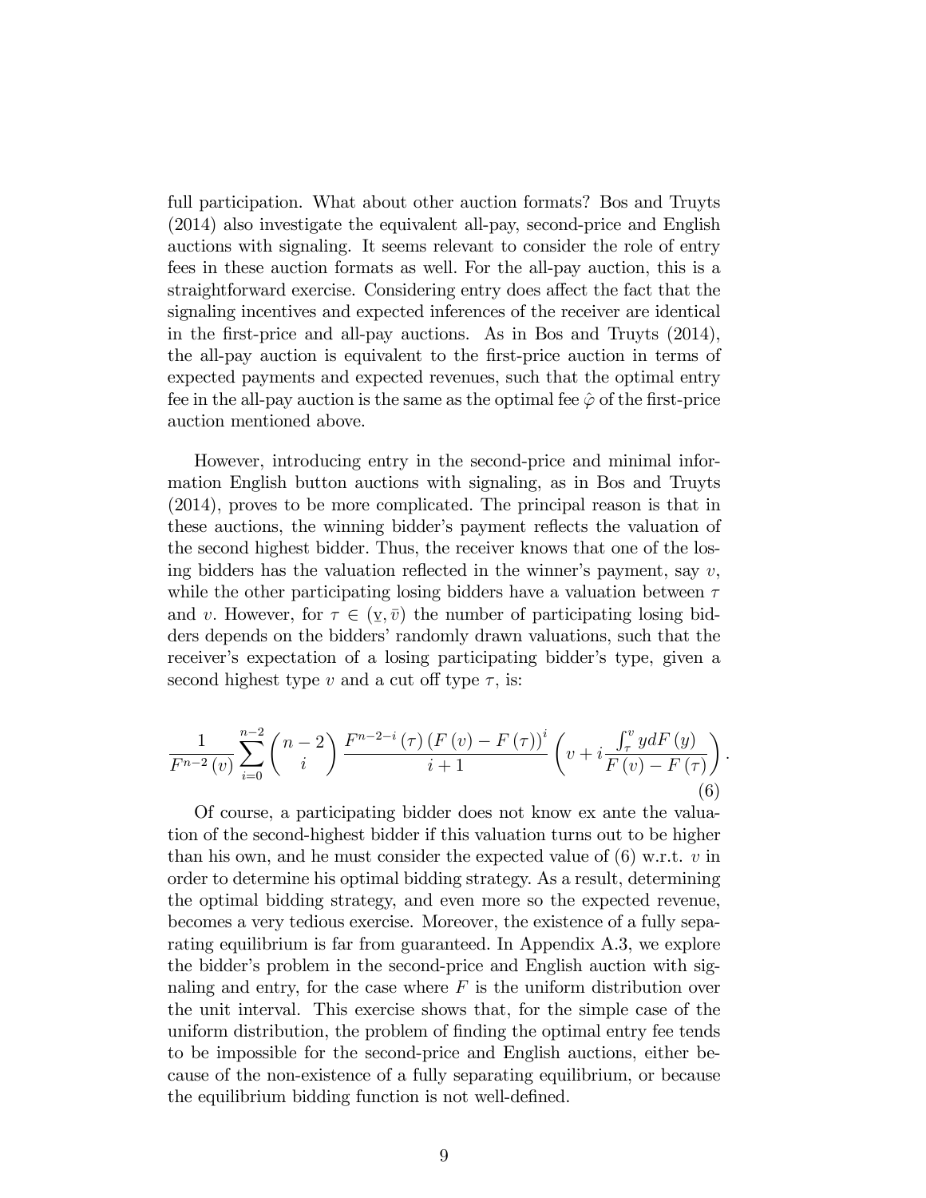full participation. What about other auction formats? Bos and Truyts (2014) also investigate the equivalent all-pay, second-price and English auctions with signaling. It seems relevant to consider the role of entry fees in these auction formats as well. For the all-pay auction, this is a straightforward exercise. Considering entry does affect the fact that the signaling incentives and expected inferences of the receiver are identical in the first-price and all-pay auctions. As in Bos and Truyts (2014), the all-pay auction is equivalent to the first-price auction in terms of expected payments and expected revenues, such that the optimal entry fee in the all-pay auction is the same as the optimal fee $\hat{\varphi}$ of the first-price auction mentioned above.

However, introducing entry in the second-price and minimal information English button auctions with signaling, as in Bos and Truyts (2014), proves to be more complicated. The principal reason is that in these auctions, the winning bidder's payment reflects the valuation of the second highest bidder. Thus, the receiver knows that one of the losing bidders has the valuation reflected in the winner's payment, say $v$, while the other participating losing bidders have a valuation between $\tau$ and $v$. However, for $\tau \in (\underline{v}, \bar{v})$ the number of participating losing bidders depends on the bidders' randomly drawn valuations, such that the receiver's expectation of a losing participating bidder's type, given a second highest type $v$ and a cut off type $\tau$, is:

$$\frac{1}{F^{n-2}(v)} \sum_{i=0}^{n-2} \binom{n-2}{i} \frac{F^{n-2-i}(\tau)\left(F(v) - F(\tau)\right)^{i}}{i+1} \left(v + i \frac{\int_{\tau}^{v} y dF(y)}{F(v) - F(\tau)}\right). \tag{6}$$

Of course, a participating bidder does not know ex ante the valuation of the second-highest bidder if this valuation turns out to be higher than his own, and he must consider the expected value of (6) w.r.t. $v$ in order to determine his optimal bidding strategy. As a result, determining the optimal bidding strategy, and even more so the expected revenue, becomes a very tedious exercise. Moreover, the existence of a fully separating equilibrium is far from guaranteed. In Appendix A.3, we explore the bidder's problem in the second-price and English auction with signaling and entry, for the case where $F$ is the uniform distribution over the unit interval. This exercise shows that, for the simple case of the uniform distribution, the problem of finding the optimal entry fee tends to be impossible for the second-price and English auctions, either because of the non-existence of a fully separating equilibrium, or because the equilibrium bidding function is not well-defined.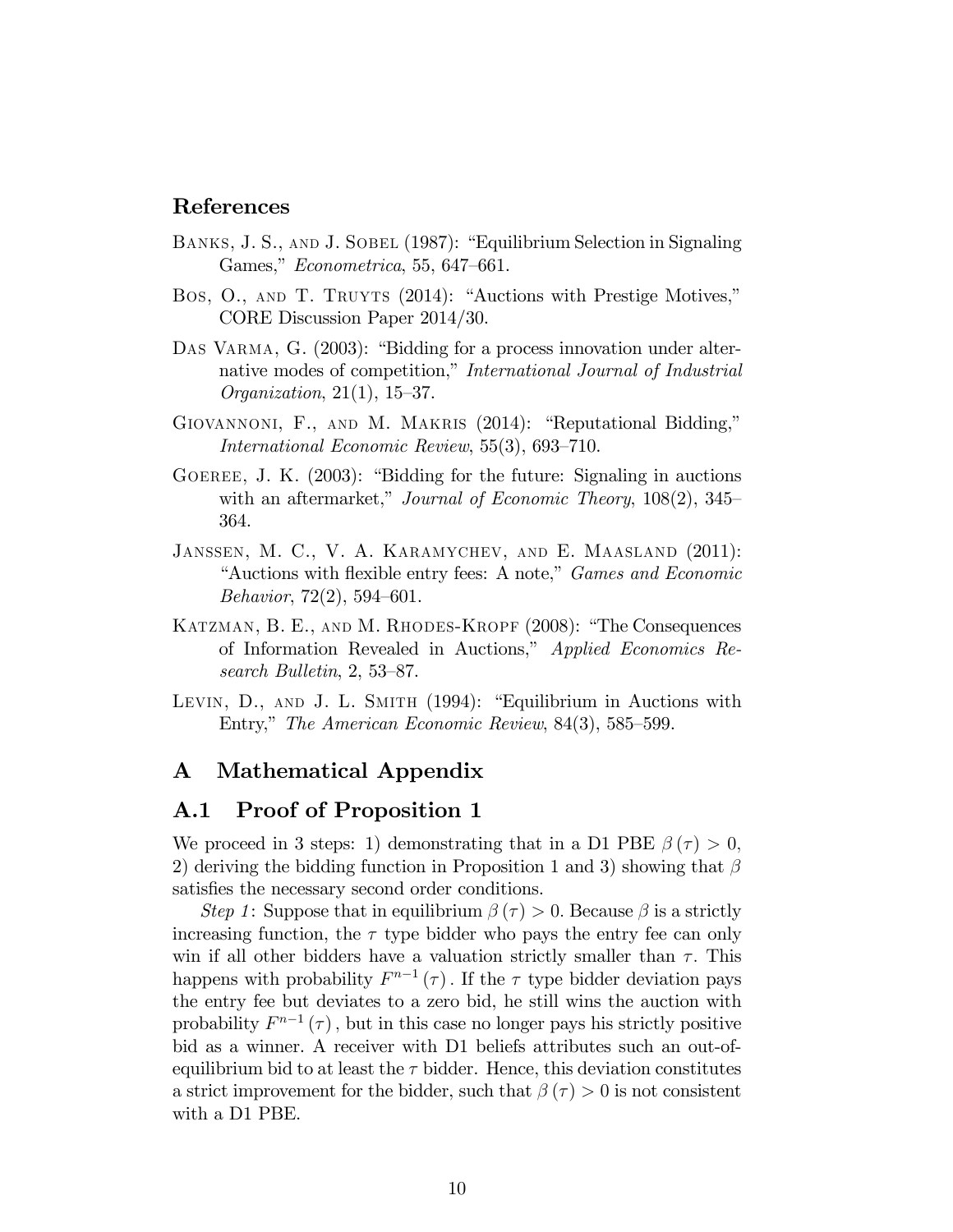## References

Banks, J. S., and J. Sobel (1987): "Equilibrium Selection in Signaling Games," *Econometrica*, 55, 647–661.

Bos, O., and T. Truyts (2014): "Auctions with Prestige Motives," CORE Discussion Paper 2014/30.

Das Varma, G. (2003): "Bidding for a process innovation under alternative modes of competition," *International Journal of Industrial Organization*, 21(1), 15–37.

Giovannoni, F., and M. Makris (2014): "Reputational Bidding," *International Economic Review*, 55(3), 693–710.

Goeree, J. K. (2003): "Bidding for the future: Signaling in auctions with an aftermarket," *Journal of Economic Theory*, 108(2), 345–364.

Janssen, M. C., V. A. Karamychev, and E. Maasland (2011): "Auctions with flexible entry fees: A note," *Games and Economic Behavior*, 72(2), 594–601.

Katzman, B. E., and M. Rhodes-Kropf (2008): "The Consequences of Information Revealed in Auctions," *Applied Economics Research Bulletin*, 2, 53–87.

Levin, D., and J. L. Smith (1994): "Equilibrium in Auctions with Entry," *The American Economic Review*, 84(3), 585–599.

# A Mathematical Appendix

## A.1 Proof of Proposition 1

We proceed in 3 steps: 1) demonstrating that in a D1 PBE $\beta(\tau) > 0$, 2) deriving the bidding function in Proposition 1 and 3) showing that $\beta$ satisfies the necessary second order conditions.

*Step 1*: Suppose that in equilibrium $\beta(\tau) > 0$. Because $\beta$ is a strictly increasing function, the $\tau$ type bidder who pays the entry fee can only win if all other bidders have a valuation strictly smaller than $\tau$. This happens with probability $F^{n-1}(\tau)$. If the $\tau$ type bidder deviation pays the entry fee but deviates to a zero bid, he still wins the auction with probability $F^{n-1}(\tau)$, but in this case no longer pays his strictly positive bid as a winner. A receiver with D1 beliefs attributes such an out-of-equilibrium bid to at least the $\tau$ bidder. Hence, this deviation constitutes a strict improvement for the bidder, such that $\beta(\tau) > 0$ is not consistent with a D1 PBE.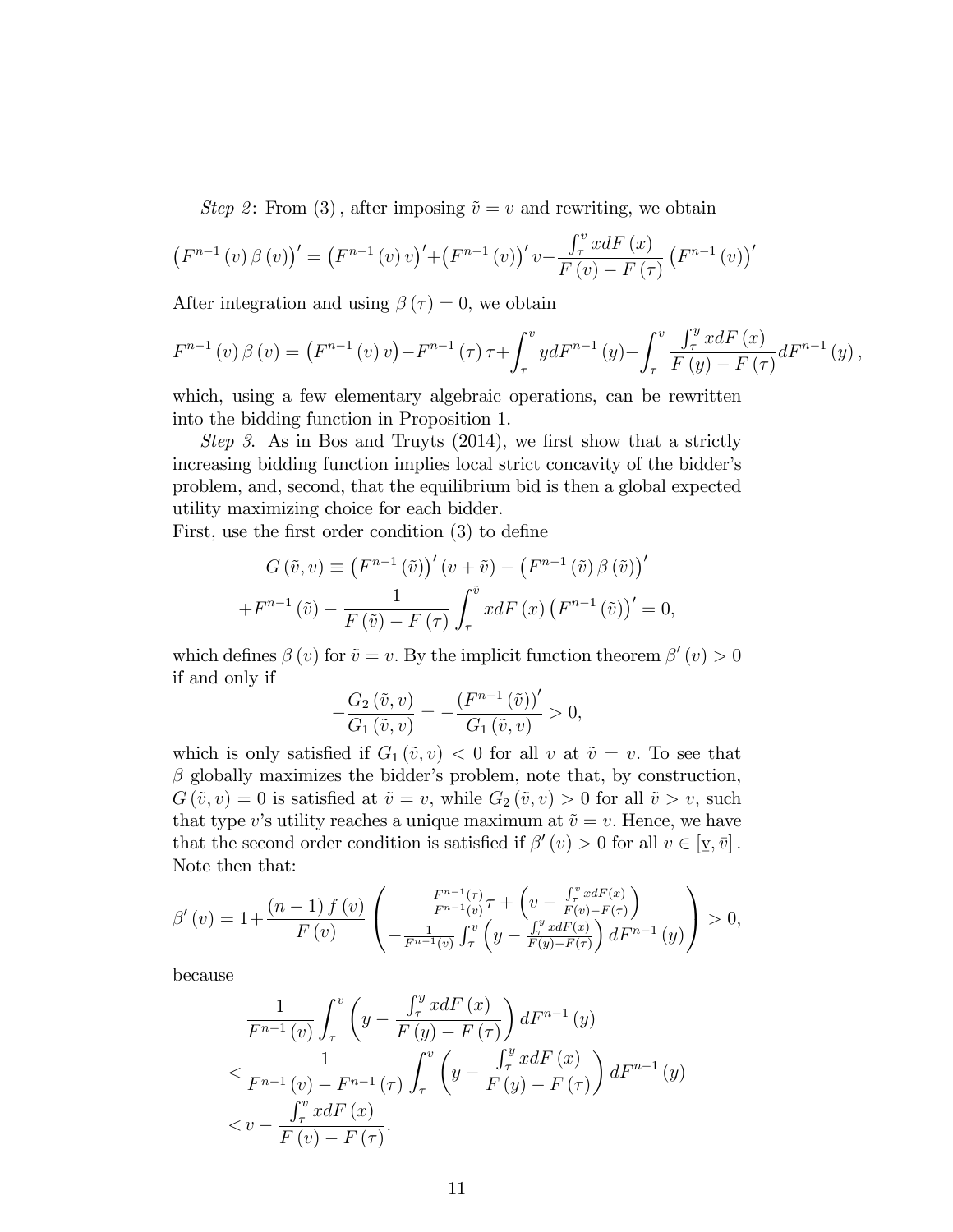*Step 2*: From (3), after imposing $\tilde{v} = v$ and rewriting, we obtain

$$\left(F^{n-1}(v)\beta(v)\right)' = \left(F^{n-1}(v)v\right)' + \left(F^{n-1}(v)\right)' v - \frac{\int_{\tau}^{v} x dF(x)}{F(v) - F(\tau)} \left(F^{n-1}(v)\right)'$$

After integration and using $\beta(\tau) = 0$, we obtain

$$F^{n-1}(v)\beta(v) = \left(F^{n-1}(v)v\right) - F^{n-1}(\tau)\tau + \int_{\tau}^{v} y dF^{n-1}(y) - \int_{\tau}^{v} \frac{\int_{\tau}^{y} x dF(x)}{F(y) - F(\tau)} dF^{n-1}(y),$$

which, using a few elementary algebraic operations, can be rewritten into the bidding function in Proposition 1.

*Step 3*. As in Bos and Truyts (2014), we first show that a strictly increasing bidding function implies local strict concavity of the bidder's problem, and, second, that the equilibrium bid is then a global expected utility maximizing choice for each bidder.

First, use the first order condition (3) to define

$$G(\tilde{v}, v) \equiv \left(F^{n-1}(\tilde{v})\right)'(v + \tilde{v}) - \left(F^{n-1}(\tilde{v})\beta(\tilde{v})\right)'$$
$$+ F^{n-1}(\tilde{v}) - \frac{1}{F(\tilde{v}) - F(\tau)} \int_{\tau}^{\tilde{v}} x dF(x) \left(F^{n-1}(\tilde{v})\right)' = 0,$$

which defines $\beta(v)$ for $\tilde{v} = v$. By the implicit function theorem $\beta'(v) > 0$ if and only if

$$-\frac{G_2(\tilde{v}, v)}{G_1(\tilde{v}, v)} = -\frac{\left(F^{n-1}(\tilde{v})\right)'}{G_1(\tilde{v}, v)} > 0,$$

which is only satisfied if $G_1(\tilde{v}, v) < 0$ for all $v$ at $\tilde{v} = v$. To see that $\beta$ globally maximizes the bidder's problem, note that, by construction, $G(\tilde{v}, v) = 0$ is satisfied at $\tilde{v} = v$, while $G_2(\tilde{v}, v) > 0$ for all $\tilde{v} > v$, such that type $v$'s utility reaches a unique maximum at $\tilde{v} = v$. Hence, we have that the second order condition is satisfied if $\beta'(v) > 0$ for all $v \in [\underline{v}, \bar{v}]$. Note then that:

$$\beta'(v) = 1 + \frac{(n-1)f(v)}{F(v)} \left( \begin{array}{c} \frac{F^{n-1}(\tau)}{F^{n-1}(v)}\tau + \left(v - \frac{\int_{\tau}^{v} x dF(x)}{F(v) - F(\tau)}\right) \\ -\frac{1}{F^{n-1}(v)} \int_{\tau}^{v} \left(y - \frac{\int_{\tau}^{y} x dF(x)}{F(y) - F(\tau)}\right) dF^{n-1}(y) \end{array} \right) > 0,$$

because

$$\frac{1}{F^{n-1}(v)} \int_{\tau}^{v} \left(y - \frac{\int_{\tau}^{y} x dF(x)}{F(y) - F(\tau)}\right) dF^{n-1}(y)$$
$$< \frac{1}{F^{n-1}(v) - F^{n-1}(\tau)} \int_{\tau}^{v} \left(y - \frac{\int_{\tau}^{y} x dF(x)}{F(y) - F(\tau)}\right) dF^{n-1}(y)$$
$$< v - \frac{\int_{\tau}^{v} x dF(x)}{F(v) - F(\tau)}.$$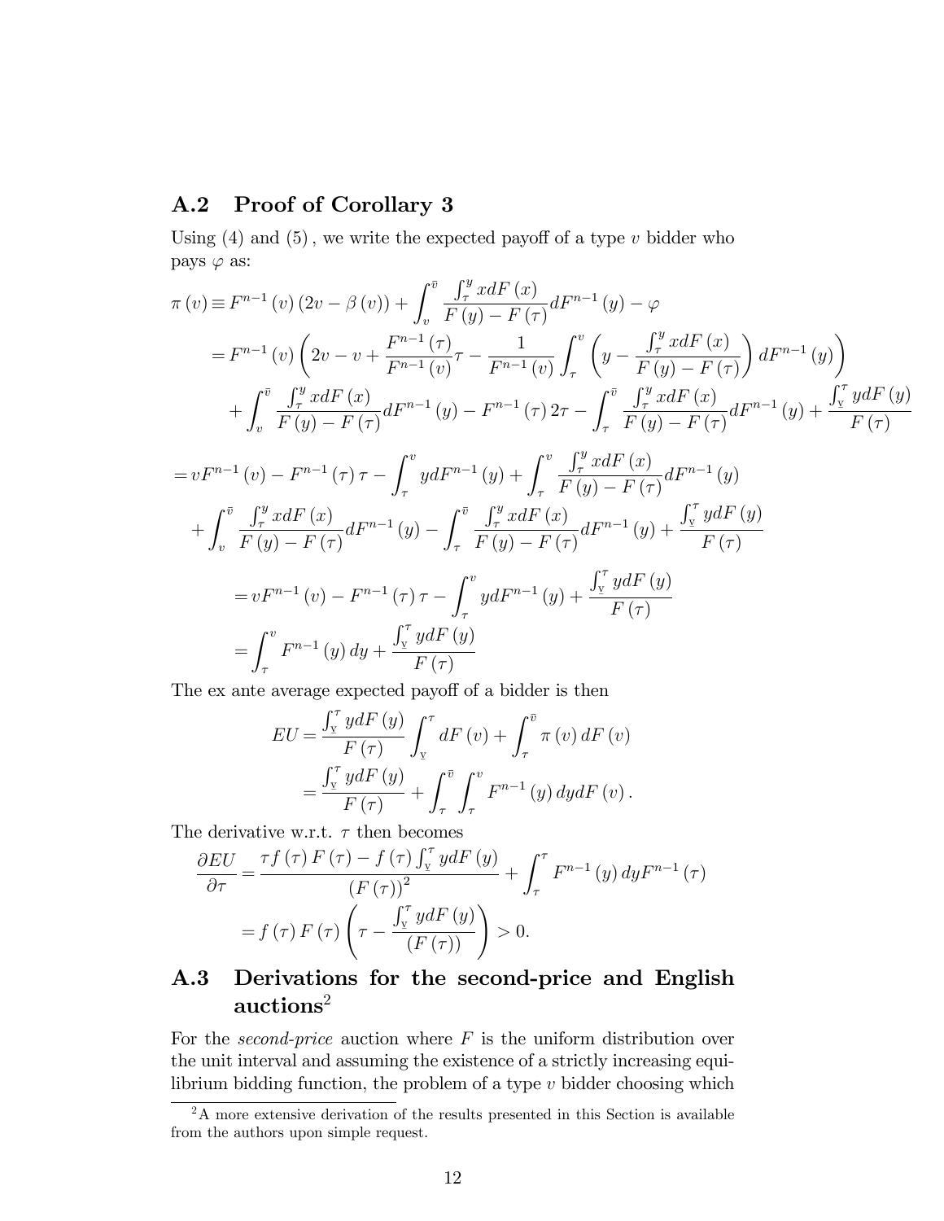## A.2 Proof of Corollary 3

Using (4) and (5), we write the expected payoff of a type $v$ bidder who pays $\varphi$ as:

$$
\begin{aligned}
\pi(v) &\equiv F^{n-1}(v)(2v-\beta(v)) + \int_v^{\bar{v}} \frac{\int_\tau^y x dF(x)}{F(y)-F(\tau)} dF^{n-1}(y) - \varphi \\
&= F^{n-1}(v)\left(2v - v + \frac{F^{n-1}(\tau)}{F^{n-1}(v)}\tau - \frac{1}{F^{n-1}(v)}\int_\tau^v \left(y - \frac{\int_\tau^y x dF(x)}{F(y)-F(\tau)}\right) dF^{n-1}(y)\right) \\
&\quad + \int_v^{\bar{v}} \frac{\int_\tau^y x dF(x)}{F(y)-F(\tau)} dF^{n-1}(y) - F^{n-1}(\tau)2\tau - \int_\tau^{\bar{v}} \frac{\int_\tau^y x dF(x)}{F(y)-F(\tau)} dF^{n-1}(y) + \frac{\int_{\underline{v}}^\tau y dF(y)}{F(\tau)}
\end{aligned}
$$

$$
\begin{aligned}
&= vF^{n-1}(v) - F^{n-1}(\tau)\tau - \int_\tau^v y dF^{n-1}(y) + \int_\tau^v \frac{\int_\tau^y x dF(x)}{F(y)-F(\tau)} dF^{n-1}(y) \\
&\quad + \int_v^{\bar{v}} \frac{\int_\tau^y x dF(x)}{F(y)-F(\tau)} dF^{n-1}(y) - \int_\tau^{\bar{v}} \frac{\int_\tau^y x dF(x)}{F(y)-F(\tau)} dF^{n-1}(y) + \frac{\int_{\underline{v}}^\tau y dF(y)}{F(\tau)} \\
&= vF^{n-1}(v) - F^{n-1}(\tau)\tau - \int_\tau^v y dF^{n-1}(y) + \frac{\int_{\underline{v}}^\tau y dF(y)}{F(\tau)} \\
&= \int_\tau^v F^{n-1}(y) dy + \frac{\int_{\underline{v}}^\tau y dF(y)}{F(\tau)}
\end{aligned}
$$

The ex ante average expected payoff of a bidder is then

$$
\begin{aligned}
EU &= \frac{\int_{\underline{v}}^\tau y dF(y)}{F(\tau)} \int_{\underline{v}}^\tau dF(v) + \int_\tau^{\bar{v}} \pi(v) dF(v) \\
&= \frac{\int_{\underline{v}}^\tau y dF(y)}{F(\tau)} + \int_\tau^{\bar{v}} \int_\tau^v F^{n-1}(y) dy dF(v).
\end{aligned}
$$

The derivative w.r.t. $\tau$ then becomes

$$
\begin{aligned}
\frac{\partial EU}{\partial \tau} &= \frac{\tau f(\tau) F(\tau) - f(\tau)\int_{\underline{v}}^\tau y dF(y)}{(F(\tau))^2} + \int_\tau^\tau F^{n-1}(y) dy F^{n-1}(\tau) \\
&= f(\tau) F(\tau)\left(\tau - \frac{\int_{\underline{v}}^\tau y dF(y)}{(F(\tau))}\right) > 0.
\end{aligned}
$$

## A.3 Derivations for the second-price and English auctions[2]

For the *second-price* auction where $F$ is the uniform distribution over the unit interval and assuming the existence of a strictly increasing equilibrium bidding function, the problem of a type $v$ bidder choosing which

[2] A more extensive derivation of the results presented in this Section is available from the authors upon simple request.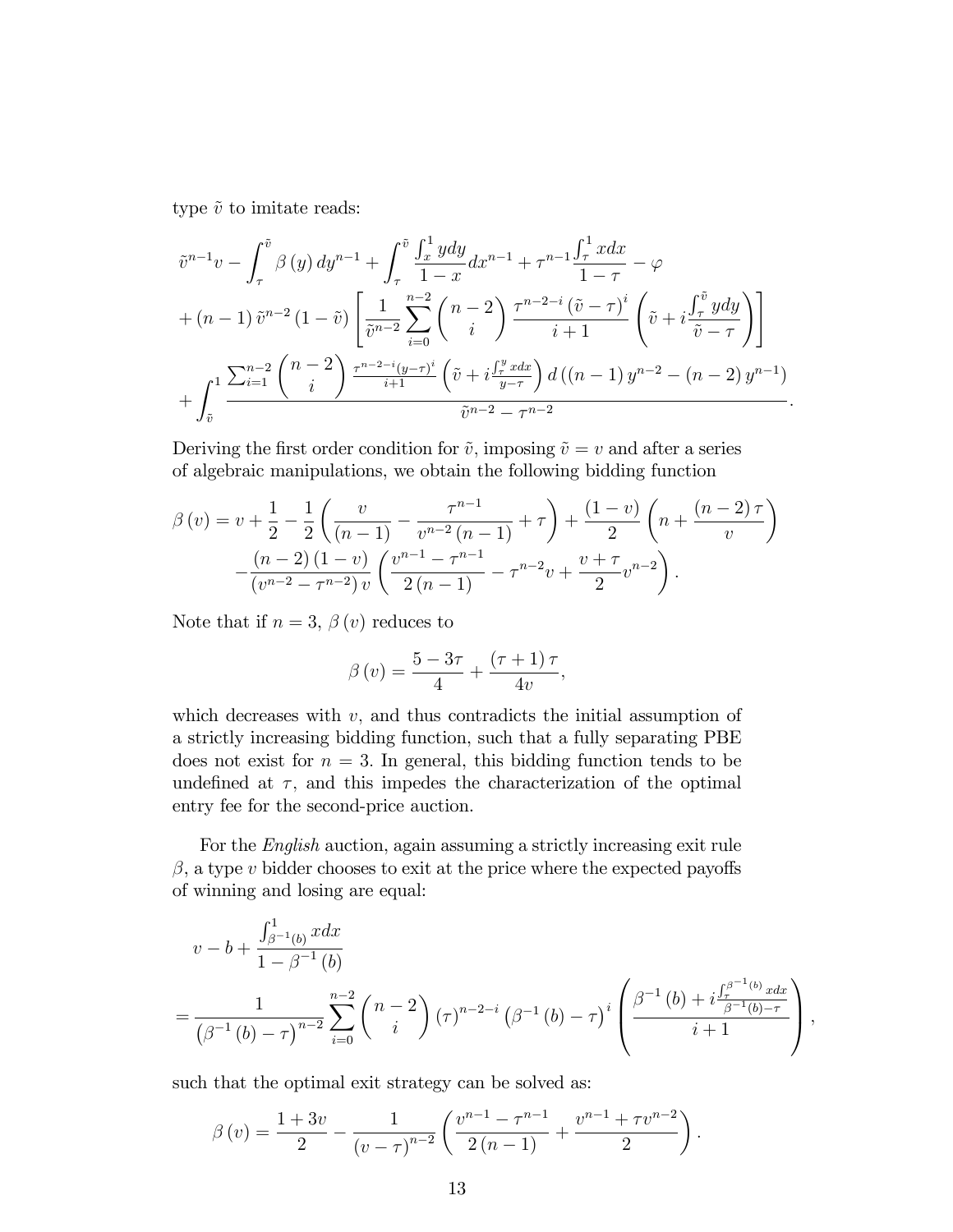type $\tilde{v}$ to imitate reads:

$$
\begin{aligned}
&\tilde{v}^{n-1}v - \int_{\tau}^{\tilde{v}} \beta(y)\, dy^{n-1} + \int_{\tau}^{\tilde{v}} \frac{\int_x^1 y dy}{1-x} dx^{n-1} + \tau^{n-1}\frac{\int_{\tau}^1 x dx}{1-\tau} - \varphi \\
&+ (n-1)\tilde{v}^{n-2}(1-\tilde{v}) \left[ \frac{1}{\tilde{v}^{n-2}} \sum_{i=0}^{n-2} \binom{n-2}{i} \frac{\tau^{n-2-i}(\tilde{v}-\tau)^i}{i+1} \left( \tilde{v} + i \frac{\int_{\tau}^{\tilde{v}} y dy}{\tilde{v}-\tau} \right) \right] \\
&+ \int_{\tilde{v}}^1 \frac{\sum_{i=1}^{n-2} \binom{n-2}{i} \frac{\tau^{n-2-i}(y-\tau)^i}{i+1} \left( \tilde{v} + i \frac{\int_{\tau}^{y} x dx}{y-\tau} \right) d\left( (n-1) y^{n-2} - (n-2) y^{n-1} \right)}{\tilde{v}^{n-2} - \tau^{n-2}}.
\end{aligned}
$$

Deriving the first order condition for $\tilde{v}$, imposing $\tilde{v} = v$ and after a series of algebraic manipulations, we obtain the following bidding function

$$
\begin{aligned}
\beta(v) &= v + \frac{1}{2} - \frac{1}{2}\left( \frac{v}{(n-1)} - \frac{\tau^{n-1}}{v^{n-2}(n-1)} + \tau \right) + \frac{(1-v)}{2}\left( n + \frac{(n-2)\tau}{v} \right) \\
&- \frac{(n-2)(1-v)}{(v^{n-2} - \tau^{n-2})v} \left( \frac{v^{n-1} - \tau^{n-1}}{2(n-1)} - \tau^{n-2}v + \frac{v+\tau}{2} v^{n-2} \right).
\end{aligned}
$$

Note that if $n = 3$, $\beta(v)$ reduces to

$$
\beta(v) = \frac{5 - 3\tau}{4} + \frac{(\tau+1)\tau}{4v},
$$

which decreases with $v$, and thus contradicts the initial assumption of a strictly increasing bidding function, such that a fully separating PBE does not exist for $n = 3$. In general, this bidding function tends to be undefined at $\tau$, and this impedes the characterization of the optimal entry fee for the second-price auction.

For the *English* auction, again assuming a strictly increasing exit rule $\beta$, a type $v$ bidder chooses to exit at the price where the expected payoffs of winning and losing are equal:

$$
\begin{aligned}
&v - b + \frac{\int_{\beta^{-1}(b)}^1 x dx}{1 - \beta^{-1}(b)} \\
&= \frac{1}{\left(\beta^{-1}(b) - \tau\right)^{n-2}} \sum_{i=0}^{n-2} \binom{n-2}{i} (\tau)^{n-2-i} \left(\beta^{-1}(b) - \tau\right)^i \left( \frac{\beta^{-1}(b) + i \frac{\int_{\tau}^{\beta^{-1}(b)} x dx}{\beta^{-1}(b) - \tau}}{i+1} \right),
\end{aligned}
$$

such that the optimal exit strategy can be solved as:

$$
\beta(v) = \frac{1+3v}{2} - \frac{1}{(v-\tau)^{n-2}} \left( \frac{v^{n-1} - \tau^{n-1}}{2(n-1)} + \frac{v^{n-1} + \tau v^{n-2}}{2} \right).
$$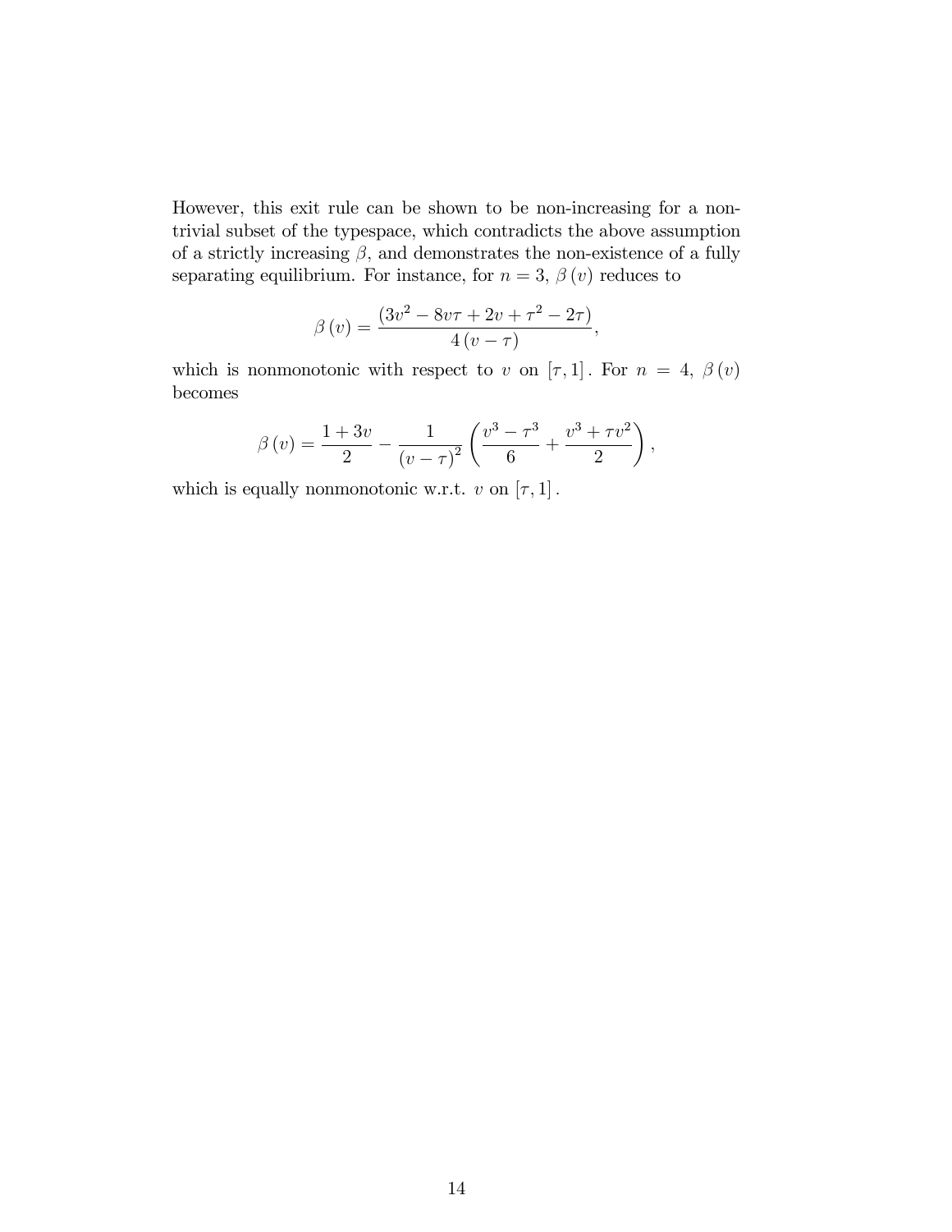However, this exit rule can be shown to be non-increasing for a non-trivial subset of the typespace, which contradicts the above assumption of a strictly increasing $\beta$, and demonstrates the non-existence of a fully separating equilibrium. For instance, for $n = 3$, $\beta(v)$ reduces to

$$\beta(v) = \frac{(3v^2 - 8v\tau + 2v + \tau^2 - 2\tau)}{4(v - \tau)},$$

which is nonmonotonic with respect to $v$ on $[\tau, 1]$. For $n = 4$, $\beta(v)$ becomes

$$\beta(v) = \frac{1 + 3v}{2} - \frac{1}{(v - \tau)^2}\left(\frac{v^3 - \tau^3}{6} + \frac{v^3 + \tau v^2}{2}\right),$$

which is equally nonmonotonic w.r.t. $v$ on $[\tau, 1]$.